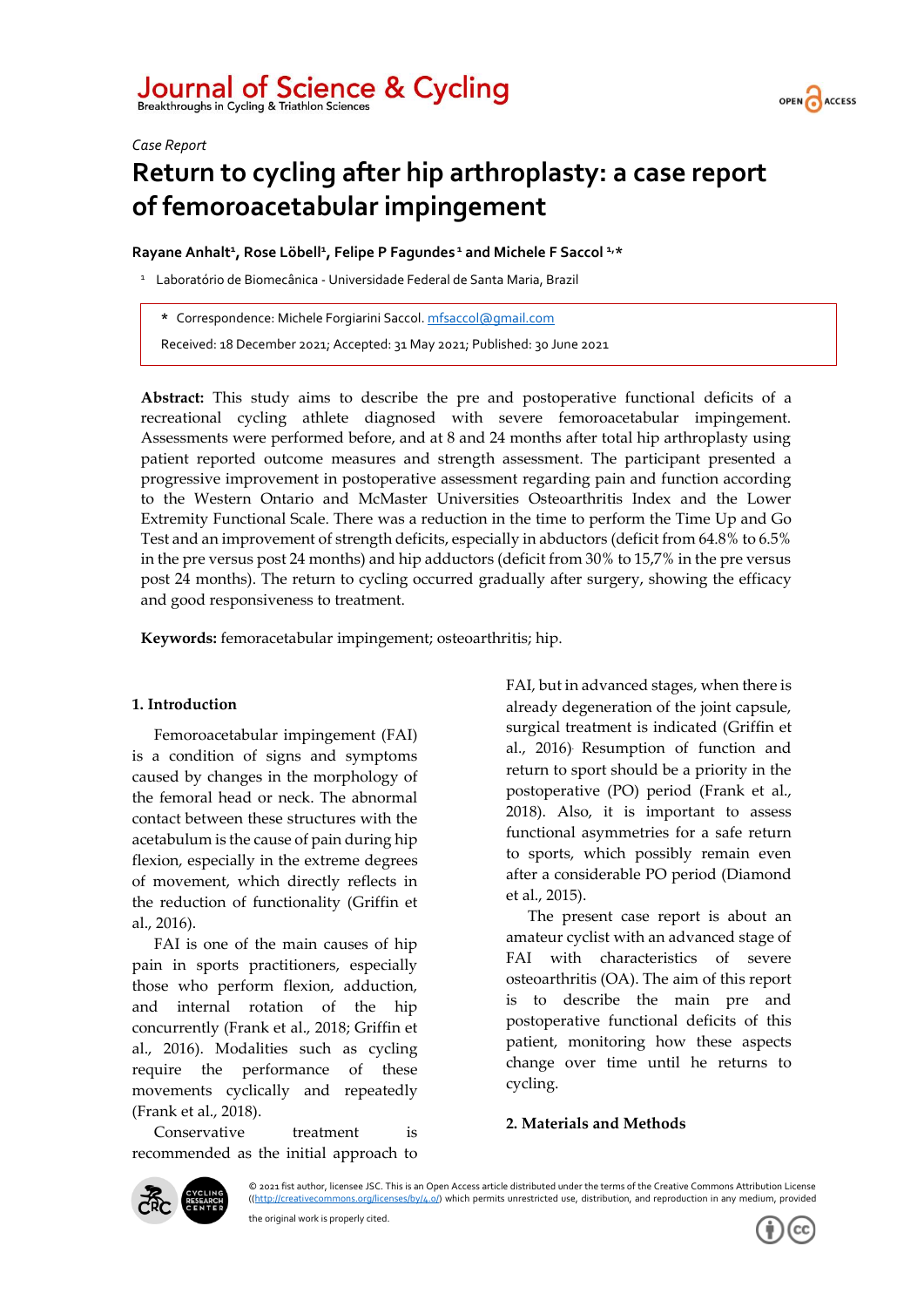*Case Report*

# Return to cycling after hip arthroplasty: a case report of femoroacetabular impingement

**Rayane Anhalt[1], Rose Löbell[1], Felipe P Fagundes[1] and Michele F Saccol[1,*]**

[1] Laboratório de Biomecânica - Universidade Federal de Santa Maria, Brazil

\* Correspondence: Michele Forgiarini Saccol. mfsaccol@gmail.com

Received: 18 December 2021; Accepted: 31 May 2021; Published: 30 June 2021

**Abstract:** This study aims to describe the pre and postoperative functional deficits of a recreational cycling athlete diagnosed with severe femoroacetabular impingement. Assessments were performed before, and at 8 and 24 months after total hip arthroplasty using patient reported outcome measures and strength assessment. The participant presented a progressive improvement in postoperative assessment regarding pain and function according to the Western Ontario and McMaster Universities Osteoarthritis Index and the Lower Extremity Functional Scale. There was a reduction in the time to perform the Time Up and Go Test and an improvement of strength deficits, especially in abductors (deficit from 64.8% to 6.5% in the pre versus post 24 months) and hip adductors (deficit from 30% to 15,7% in the pre versus post 24 months). The return to cycling occurred gradually after surgery, showing the efficacy and good responsiveness to treatment.

**Keywords:** femoracetabular impingement; osteoarthritis; hip.

## 1. Introduction

Femoroacetabular impingement (FAI) is a condition of signs and symptoms caused by changes in the morphology of the femoral head or neck. The abnormal contact between these structures with the acetabulum is the cause of pain during hip flexion, especially in the extreme degrees of movement, which directly reflects in the reduction of functionality (Griffin et al., 2016).

FAI is one of the main causes of hip pain in sports practitioners, especially those who perform flexion, adduction, and internal rotation of the hip concurrently (Frank et al., 2018; Griffin et al., 2016). Modalities such as cycling require the performance of these movements cyclically and repeatedly (Frank et al., 2018).

Conservative treatment is recommended as the initial approach to FAI, but in advanced stages, when there is already degeneration of the joint capsule, surgical treatment is indicated (Griffin et al., 2016). Resumption of function and return to sport should be a priority in the postoperative (PO) period (Frank et al., 2018). Also, it is important to assess functional asymmetries for a safe return to sports, which possibly remain even after a considerable PO period (Diamond et al., 2015).

The present case report is about an amateur cyclist with an advanced stage of FAI with characteristics of severe osteoarthritis (OA). The aim of this report is to describe the main pre and postoperative functional deficits of this patient, monitoring how these aspects change over time until he returns to cycling.

## 2. Materials and Methods

© 2021 fist author, licensee JSC. This is an Open Access article distributed under the terms of the Creative Commons Attribution License ((http://creativecommons.org/licenses/by/4.0/) which permits unrestricted use, distribution, and reproduction in any medium, provided the original work is properly cited.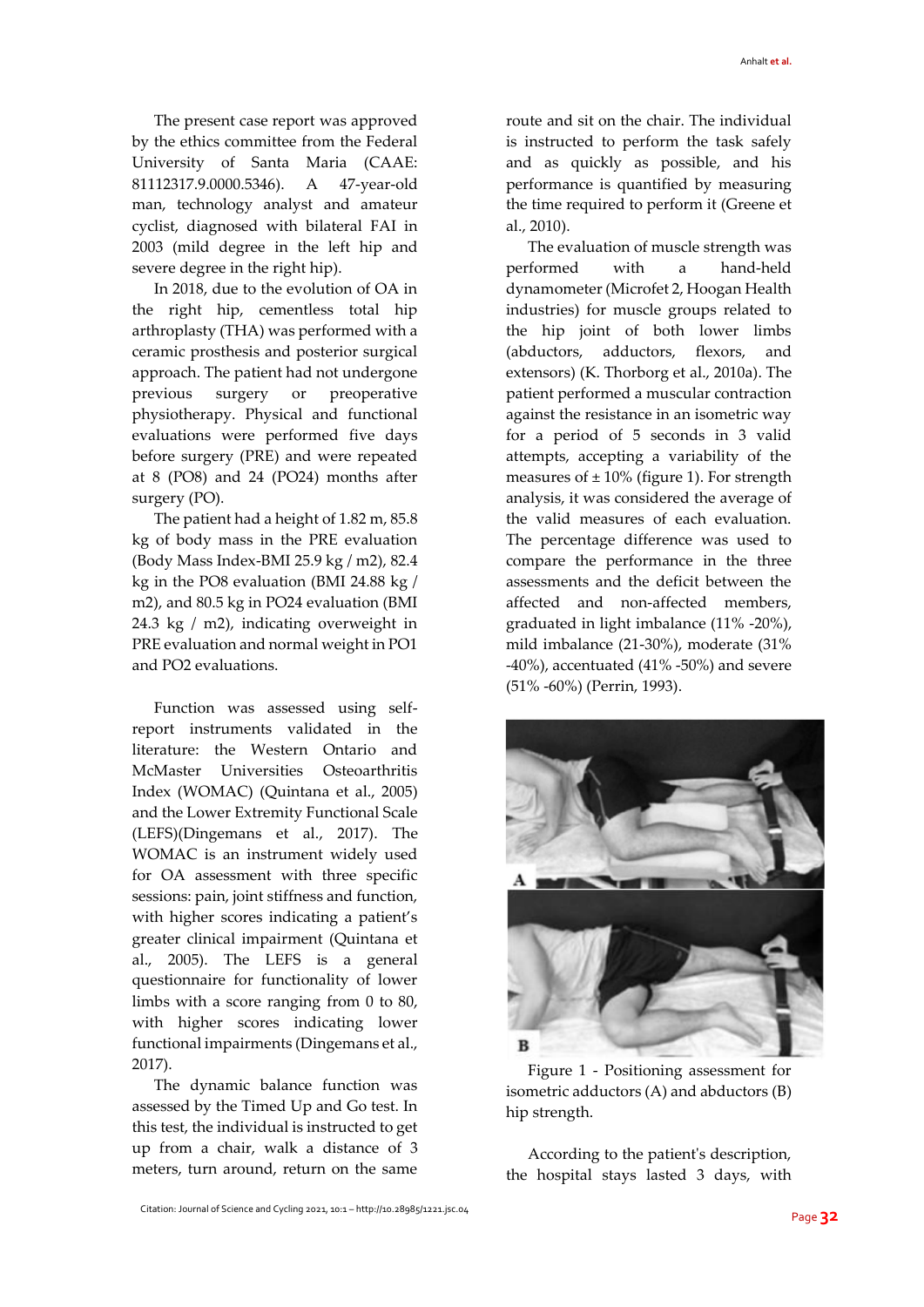The present case report was approved by the ethics committee from the Federal University of Santa Maria (CAAE: 81112317.9.0000.5346). A 47-year-old man, technology analyst and amateur cyclist, diagnosed with bilateral FAI in 2003 (mild degree in the left hip and severe degree in the right hip).

In 2018, due to the evolution of OA in the right hip, cementless total hip arthroplasty (THA) was performed with a ceramic prosthesis and posterior surgical approach. The patient had not undergone previous surgery or preoperative physiotherapy. Physical and functional evaluations were performed five days before surgery (PRE) and were repeated at 8 (PO8) and 24 (PO24) months after surgery (PO).

The patient had a height of 1.82 m, 85.8 kg of body mass in the PRE evaluation (Body Mass Index-BMI 25.9 kg / m2), 82.4 kg in the PO8 evaluation (BMI 24.88 kg / m2), and 80.5 kg in PO24 evaluation (BMI 24.3 kg / m2), indicating overweight in PRE evaluation and normal weight in PO1 and PO2 evaluations.

Function was assessed using self-report instruments validated in the literature: the Western Ontario and McMaster Universities Osteoarthritis Index (WOMAC) (Quintana et al., 2005) and the Lower Extremity Functional Scale (LEFS)(Dingemans et al., 2017). The WOMAC is an instrument widely used for OA assessment with three specific sessions: pain, joint stiffness and function, with higher scores indicating a patient's greater clinical impairment (Quintana et al., 2005). The LEFS is a general questionnaire for functionality of lower limbs with a score ranging from 0 to 80, with higher scores indicating lower functional impairments (Dingemans et al., 2017).

The dynamic balance function was assessed by the Timed Up and Go test. In this test, the individual is instructed to get up from a chair, walk a distance of 3 meters, turn around, return on the same route and sit on the chair. The individual is instructed to perform the task safely and as quickly as possible, and his performance is quantified by measuring the time required to perform it (Greene et al., 2010).

The evaluation of muscle strength was performed with a hand-held dynamometer (Microfet 2, Hoogan Health industries) for muscle groups related to the hip joint of both lower limbs (abductors, adductors, flexors, and extensors) (K. Thorborg et al., 2010a). The patient performed a muscular contraction against the resistance in an isometric way for a period of 5 seconds in 3 valid attempts, accepting a variability of the measures of ± 10% (figure 1). For strength analysis, it was considered the average of the valid measures of each evaluation. The percentage difference was used to compare the performance in the three assessments and the deficit between the affected and non-affected members, graduated in light imbalance (11% -20%), mild imbalance (21-30%), moderate (31% -40%), accentuated (41% -50%) and severe (51% -60%) (Perrin, 1993).

Figure 1 - Positioning assessment for isometric adductors (A) and abductors (B) hip strength.

According to the patient's description, the hospital stays lasted 3 days, with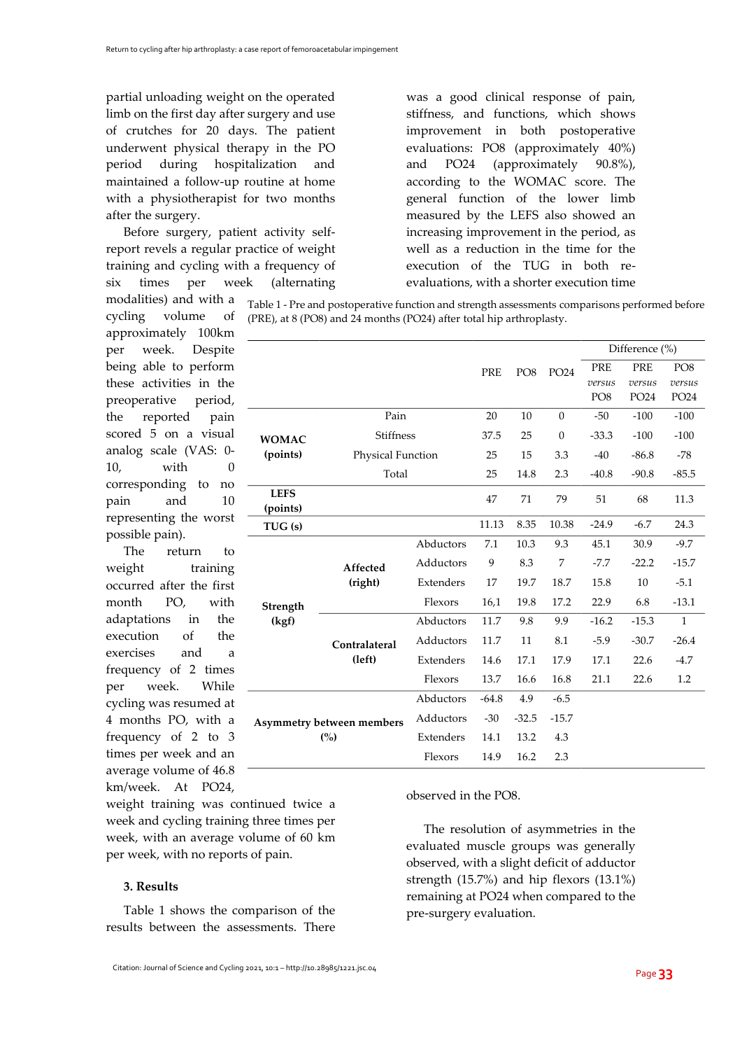partial unloading weight on the operated limb on the first day after surgery and use of crutches for 20 days. The patient underwent physical therapy in the PO period during hospitalization and maintained a follow-up routine at home with a physiotherapist for two months after the surgery.

Before surgery, patient activity self-report revels a regular practice of weight training and cycling with a frequency of six times per week (alternating modalities) and with a cycling volume of approximately 100km per week. Despite being able to perform these activities in the preoperative period, the reported pain scored 5 on a visual analog scale (VAS: 0-10, with 0 corresponding to no pain and 10 representing the worst possible pain).

The return to weight training occurred after the first month PO, with adaptations in the execution of the exercises and a frequency of 2 times per week. While cycling was resumed at 4 months PO, with a frequency of 2 to 3 times per week and an average volume of 46.8 km/week. At PO24, weight training was continued twice a week and cycling training three times per week, with an average volume of 60 km per week, with no reports of pain.

### 3. Results

Table 1 shows the comparison of the results between the assessments. There was a good clinical response of pain, stiffness, and functions, which shows improvement in both postoperative evaluations: PO8 (approximately 40%) and PO24 (approximately 90.8%), according to the WOMAC score. The general function of the lower limb measured by the LEFS also showed an increasing improvement in the period, as well as a reduction in the time for the execution of the TUG in both re-evaluations, with a shorter execution time observed in the PO8.

Table 1 - Pre and postoperative function and strength assessments comparisons performed before (PRE), at 8 (PO8) and 24 months (PO24) after total hip arthroplasty.

| | | | PRE | PO8 | PO24 | Difference (%) PRE *versus* PO8 | Difference (%) PRE *versus* PO24 | Difference (%) PO8 *versus* PO24 |
|---|---|---|---|---|---|---|---|---|
| **WOMAC (points)** | Pain | | 20 | 10 | 0 | -50 | -100 | -100 |
| | Stiffness | | 37.5 | 25 | 0 | -33.3 | -100 | -100 |
| | Physical Function | | 25 | 15 | 3.3 | -40 | -86.8 | -78 |
| | Total | | 25 | 14.8 | 2.3 | -40.8 | -90.8 | -85.5 |
| **LEFS (points)** | | | 47 | 71 | 79 | 51 | 68 | 11.3 |
| **TUG (s)** | | | 11.13 | 8.35 | 10.38 | -24.9 | -6.7 | 24.3 |
| **Strength (kgf)** | **Affected (right)** | Abductors | 7.1 | 10.3 | 9.3 | 45.1 | 30.9 | -9.7 |
| | | Adductors | 9 | 8.3 | 7 | -7.7 | -22.2 | -15.7 |
| | | Extenders | 17 | 19.7 | 18.7 | 15.8 | 10 | -5.1 |
| | | Flexors | 16,1 | 19.8 | 17.2 | 22.9 | 6.8 | -13.1 |
| | **Contralateral (left)** | Abductors | 11.7 | 9.8 | 9.9 | -16.2 | -15.3 | 1 |
| | | Adductors | 11.7 | 11 | 8.1 | -5.9 | -30.7 | -26.4 |
| | | Extenders | 14.6 | 17.1 | 17.9 | 17.1 | 22.6 | -4.7 |
| | | Flexors | 13.7 | 16.6 | 16.8 | 21.1 | 22.6 | 1.2 |
| **Asymmetry between members (%)** | | Abductors | -64.8 | 4.9 | -6.5 | | | |
| | | Adductors | -30 | -32.5 | -15.7 | | | |
| | | Extenders | 14.1 | 13.2 | 4.3 | | | |
| | | Flexors | 14.9 | 16.2 | 2.3 | | | |

The resolution of asymmetries in the evaluated muscle groups was generally observed, with a slight deficit of adductor strength (15.7%) and hip flexors (13.1%) remaining at PO24 when compared to the pre-surgery evaluation.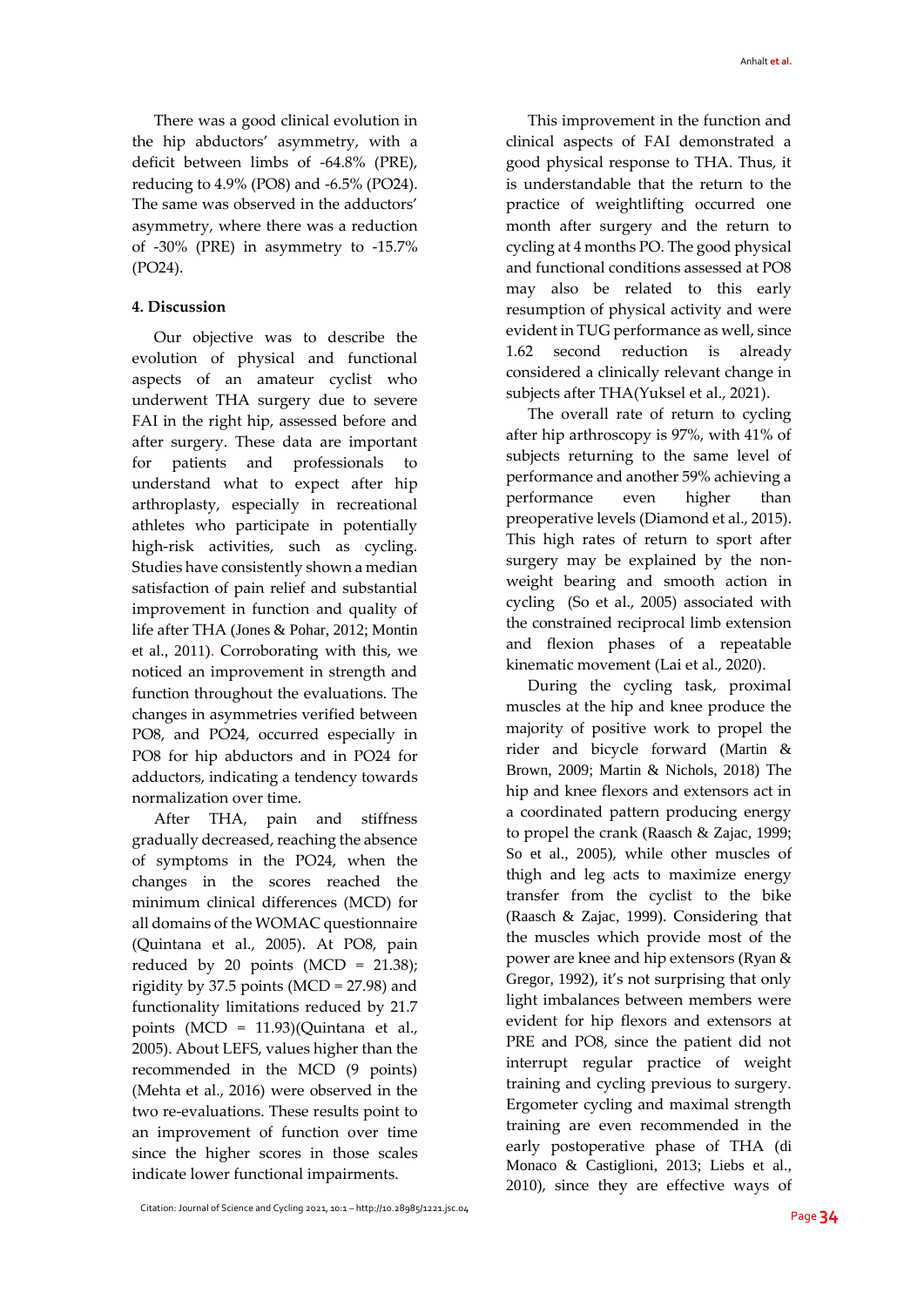There was a good clinical evolution in the hip abductors' asymmetry, with a deficit between limbs of -64.8% (PRE), reducing to 4.9% (PO8) and -6.5% (PO24). The same was observed in the adductors' asymmetry, where there was a reduction of -30% (PRE) in asymmetry to -15.7% (PO24).

## 4. Discussion

Our objective was to describe the evolution of physical and functional aspects of an amateur cyclist who underwent THA surgery due to severe FAI in the right hip, assessed before and after surgery. These data are important for patients and professionals to understand what to expect after hip arthroplasty, especially in recreational athletes who participate in potentially high-risk activities, such as cycling. Studies have consistently shown a median satisfaction of pain relief and substantial improvement in function and quality of life after THA (Jones & Pohar, 2012; Montin et al., 2011). Corroborating with this, we noticed an improvement in strength and function throughout the evaluations. The changes in asymmetries verified between PO8, and PO24, occurred especially in PO8 for hip abductors and in PO24 for adductors, indicating a tendency towards normalization over time.

After THA, pain and stiffness gradually decreased, reaching the absence of symptoms in the PO24, when the changes in the scores reached the minimum clinical differences (MCD) for all domains of the WOMAC questionnaire (Quintana et al., 2005). At PO8, pain reduced by 20 points (MCD = 21.38); rigidity by 37.5 points (MCD = 27.98) and functionality limitations reduced by 21.7 points (MCD = 11.93)(Quintana et al., 2005). About LEFS, values higher than the recommended in the MCD (9 points) (Mehta et al., 2016) were observed in the two re-evaluations. These results point to an improvement of function over time since the higher scores in those scales indicate lower functional impairments.

This improvement in the function and clinical aspects of FAI demonstrated a good physical response to THA. Thus, it is understandable that the return to the practice of weightlifting occurred one month after surgery and the return to cycling at 4 months PO. The good physical and functional conditions assessed at PO8 may also be related to this early resumption of physical activity and were evident in TUG performance as well, since 1.62 second reduction is already considered a clinically relevant change in subjects after THA(Yuksel et al., 2021).

The overall rate of return to cycling after hip arthroscopy is 97%, with 41% of subjects returning to the same level of performance and another 59% achieving a performance even higher than preoperative levels (Diamond et al., 2015). This high rates of return to sport after surgery may be explained by the non-weight bearing and smooth action in cycling (So et al., 2005) associated with the constrained reciprocal limb extension and flexion phases of a repeatable kinematic movement (Lai et al., 2020).

During the cycling task, proximal muscles at the hip and knee produce the majority of positive work to propel the rider and bicycle forward (Martin & Brown, 2009; Martin & Nichols, 2018) The hip and knee flexors and extensors act in a coordinated pattern producing energy to propel the crank (Raasch & Zajac, 1999; So et al., 2005), while other muscles of thigh and leg acts to maximize energy transfer from the cyclist to the bike (Raasch & Zajac, 1999). Considering that the muscles which provide most of the power are knee and hip extensors (Ryan & Gregor, 1992), it's not surprising that only light imbalances between members were evident for hip flexors and extensors at PRE and PO8, since the patient did not interrupt regular practice of weight training and cycling previous to surgery. Ergometer cycling and maximal strength training are even recommended in the early postoperative phase of THA (di Monaco & Castiglioni, 2013; Liebs et al., 2010), since they are effective ways of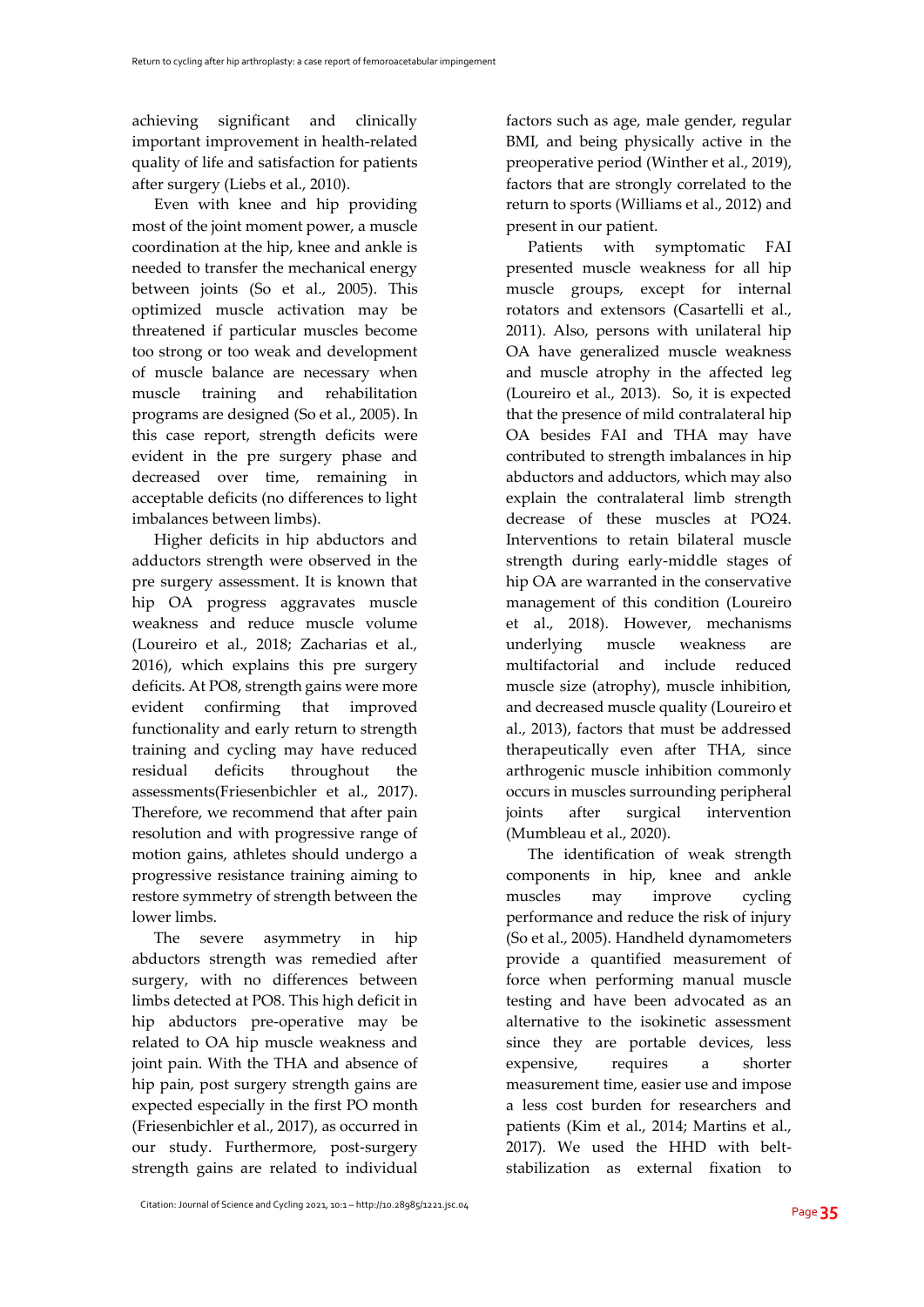achieving significant and clinically important improvement in health-related quality of life and satisfaction for patients after surgery (Liebs et al., 2010).

Even with knee and hip providing most of the joint moment power, a muscle coordination at the hip, knee and ankle is needed to transfer the mechanical energy between joints (So et al., 2005). This optimized muscle activation may be threatened if particular muscles become too strong or too weak and development of muscle balance are necessary when muscle training and rehabilitation programs are designed (So et al., 2005). In this case report, strength deficits were evident in the pre surgery phase and decreased over time, remaining in acceptable deficits (no differences to light imbalances between limbs).

Higher deficits in hip abductors and adductors strength were observed in the pre surgery assessment. It is known that hip OA progress aggravates muscle weakness and reduce muscle volume (Loureiro et al., 2018; Zacharias et al., 2016), which explains this pre surgery deficits. At PO8, strength gains were more evident confirming that improved functionality and early return to strength training and cycling may have reduced residual deficits throughout the assessments(Friesenbichler et al., 2017). Therefore, we recommend that after pain resolution and with progressive range of motion gains, athletes should undergo a progressive resistance training aiming to restore symmetry of strength between the lower limbs.

The severe asymmetry in hip abductors strength was remedied after surgery, with no differences between limbs detected at PO8. This high deficit in hip abductors pre-operative may be related to OA hip muscle weakness and joint pain. With the THA and absence of hip pain, post surgery strength gains are expected especially in the first PO month (Friesenbichler et al., 2017), as occurred in our study. Furthermore, post-surgery strength gains are related to individual factors such as age, male gender, regular BMI, and being physically active in the preoperative period (Winther et al., 2019), factors that are strongly correlated to the return to sports (Williams et al., 2012) and present in our patient.

Patients with symptomatic FAI presented muscle weakness for all hip muscle groups, except for internal rotators and extensors (Casartelli et al., 2011). Also, persons with unilateral hip OA have generalized muscle weakness and muscle atrophy in the affected leg (Loureiro et al., 2013). So, it is expected that the presence of mild contralateral hip OA besides FAI and THA may have contributed to strength imbalances in hip abductors and adductors, which may also explain the contralateral limb strength decrease of these muscles at PO24. Interventions to retain bilateral muscle strength during early-middle stages of hip OA are warranted in the conservative management of this condition (Loureiro et al., 2018). However, mechanisms underlying muscle weakness are multifactorial and include reduced muscle size (atrophy), muscle inhibition, and decreased muscle quality (Loureiro et al., 2013), factors that must be addressed therapeutically even after THA, since arthrogenic muscle inhibition commonly occurs in muscles surrounding peripheral joints after surgical intervention (Mumbleau et al., 2020).

The identification of weak strength components in hip, knee and ankle muscles may improve cycling performance and reduce the risk of injury (So et al., 2005). Handheld dynamometers provide a quantified measurement of force when performing manual muscle testing and have been advocated as an alternative to the isokinetic assessment since they are portable devices, less expensive, requires a shorter measurement time, easier use and impose a less cost burden for researchers and patients (Kim et al., 2014; Martins et al., 2017). We used the HHD with belt-stabilization as external fixation to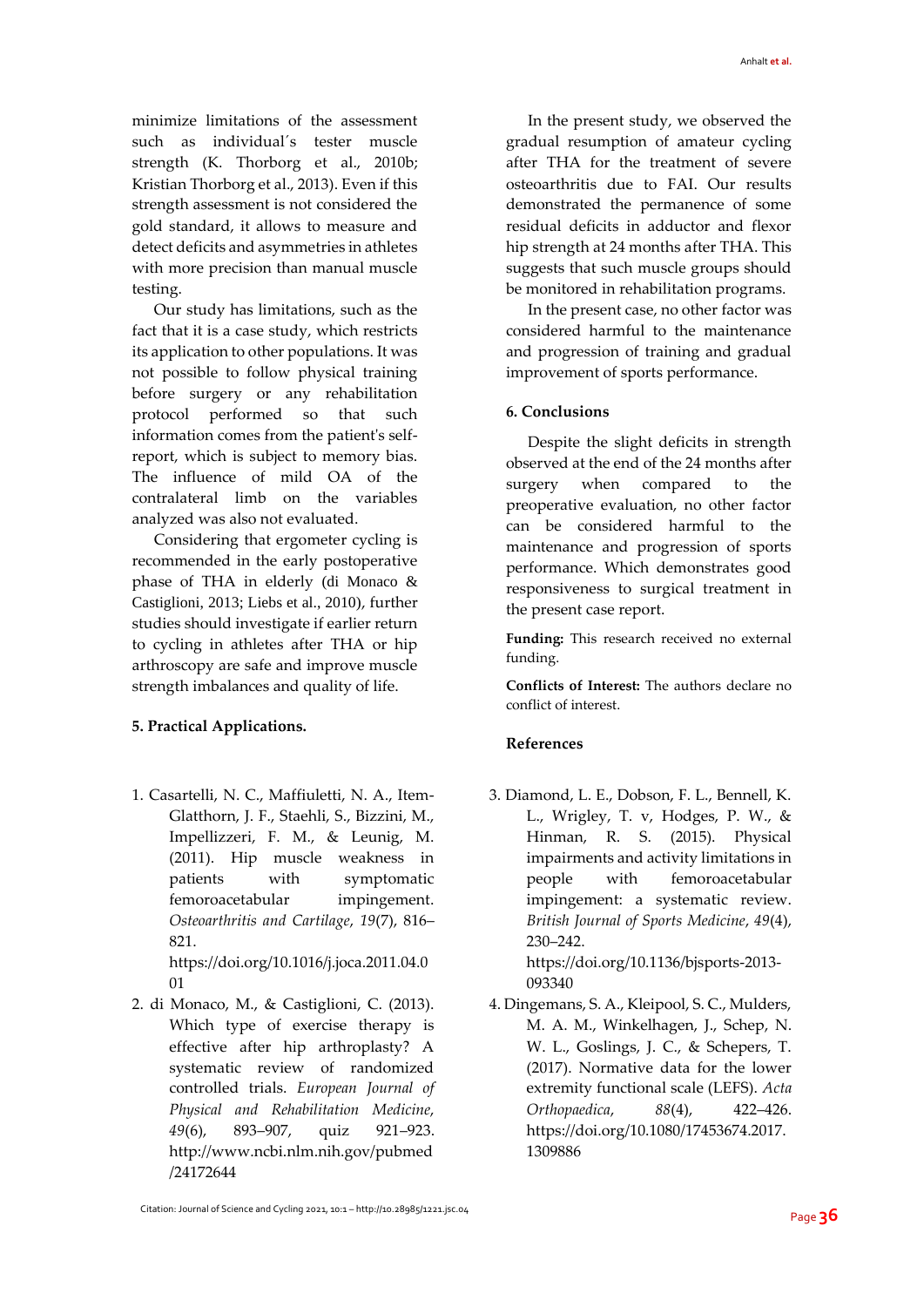minimize limitations of the assessment such as individual´s tester muscle strength (K. Thorborg et al., 2010b; Kristian Thorborg et al., 2013). Even if this strength assessment is not considered the gold standard, it allows to measure and detect deficits and asymmetries in athletes with more precision than manual muscle testing.

Our study has limitations, such as the fact that it is a case study, which restricts its application to other populations. It was not possible to follow physical training before surgery or any rehabilitation protocol performed so that such information comes from the patient's self-report, which is subject to memory bias. The influence of mild OA of the contralateral limb on the variables analyzed was also not evaluated.

Considering that ergometer cycling is recommended in the early postoperative phase of THA in elderly (di Monaco & Castiglioni, 2013; Liebs et al., 2010), further studies should investigate if earlier return to cycling in athletes after THA or hip arthroscopy are safe and improve muscle strength imbalances and quality of life.

### 5. Practical Applications.

In the present study, we observed the gradual resumption of amateur cycling after THA for the treatment of severe osteoarthritis due to FAI. Our results demonstrated the permanence of some residual deficits in adductor and flexor hip strength at 24 months after THA. This suggests that such muscle groups should be monitored in rehabilitation programs.

In the present case, no other factor was considered harmful to the maintenance and progression of training and gradual improvement of sports performance.

### 6. Conclusions

Despite the slight deficits in strength observed at the end of the 24 months after surgery when compared to the preoperative evaluation, no other factor can be considered harmful to the maintenance and progression of sports performance. Which demonstrates good responsiveness to surgical treatment in the present case report.

**Funding:** This research received no external funding.

**Conflicts of Interest:** The authors declare no conflict of interest.

### References

1. Casartelli, N. C., Maffiuletti, N. A., Item-Glatthorn, J. F., Staehli, S., Bizzini, M., Impellizzeri, F. M., & Leunig, M. (2011). Hip muscle weakness in patients with symptomatic femoroacetabular impingement. *Osteoarthritis and Cartilage*, *19*(7), 816–821. https://doi.org/10.1016/j.joca.2011.04.001
2. di Monaco, M., & Castiglioni, C. (2013). Which type of exercise therapy is effective after hip arthroplasty? A systematic review of randomized controlled trials. *European Journal of Physical and Rehabilitation Medicine*, *49*(6), 893–907, quiz 921–923. http://www.ncbi.nlm.nih.gov/pubmed/24172644
3. Diamond, L. E., Dobson, F. L., Bennell, K. L., Wrigley, T. v, Hodges, P. W., & Hinman, R. S. (2015). Physical impairments and activity limitations in people with femoroacetabular impingement: a systematic review. *British Journal of Sports Medicine*, *49*(4), 230–242. https://doi.org/10.1136/bjsports-2013-093340
4. Dingemans, S. A., Kleipool, S. C., Mulders, M. A. M., Winkelhagen, J., Schep, N. W. L., Goslings, J. C., & Schepers, T. (2017). Normative data for the lower extremity functional scale (LEFS). *Acta Orthopaedica*, *88*(4), 422–426. https://doi.org/10.1080/17453674.2017.1309886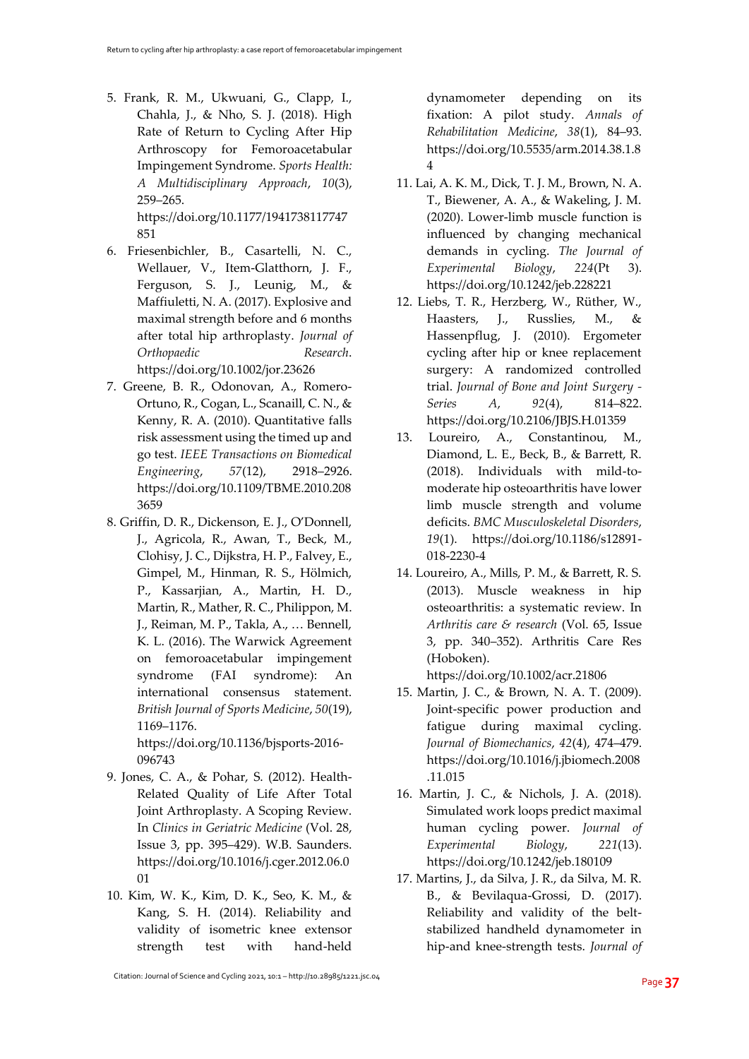5. Frank, R. M., Ukwuani, G., Clapp, I., Chahla, J., & Nho, S. J. (2018). High Rate of Return to Cycling After Hip Arthroscopy for Femoroacetabular Impingement Syndrome. *Sports Health: A Multidisciplinary Approach*, *10*(3), 259–265. https://doi.org/10.1177/1941738117747851
6. Friesenbichler, B., Casartelli, N. C., Wellauer, V., Item-Glatthorn, J. F., Ferguson, S. J., Leunig, M., & Maffiuletti, N. A. (2017). Explosive and maximal strength before and 6 months after total hip arthroplasty. *Journal of Orthopaedic Research*. https://doi.org/10.1002/jor.23626
7. Greene, B. R., Odonovan, A., Romero-Ortuno, R., Cogan, L., Scanaill, C. N., & Kenny, R. A. (2010). Quantitative falls risk assessment using the timed up and go test. *IEEE Transactions on Biomedical Engineering*, *57*(12), 2918–2926. https://doi.org/10.1109/TBME.2010.2083659
8. Griffin, D. R., Dickenson, E. J., O'Donnell, J., Agricola, R., Awan, T., Beck, M., Clohisy, J. C., Dijkstra, H. P., Falvey, E., Gimpel, M., Hinman, R. S., Hölmich, P., Kassarjian, A., Martin, H. D., Martin, R., Mather, R. C., Philippon, M. J., Reiman, M. P., Takla, A., … Bennell, K. L. (2016). The Warwick Agreement on femoroacetabular impingement syndrome (FAI syndrome): An international consensus statement. *British Journal of Sports Medicine*, *50*(19), 1169–1176. https://doi.org/10.1136/bjsports-2016-096743
9. Jones, C. A., & Pohar, S. (2012). Health-Related Quality of Life After Total Joint Arthroplasty. A Scoping Review. In *Clinics in Geriatric Medicine* (Vol. 28, Issue 3, pp. 395–429). W.B. Saunders. https://doi.org/10.1016/j.cger.2012.06.001
10. Kim, W. K., Kim, D. K., Seo, K. M., & Kang, S. H. (2014). Reliability and validity of isometric knee extensor strength test with hand-held dynamometer depending on its fixation: A pilot study. *Annals of Rehabilitation Medicine*, *38*(1), 84–93. https://doi.org/10.5535/arm.2014.38.1.84
11. Lai, A. K. M., Dick, T. J. M., Brown, N. A. T., Biewener, A. A., & Wakeling, J. M. (2020). Lower-limb muscle function is influenced by changing mechanical demands in cycling. *The Journal of Experimental Biology*, *224*(Pt 3). https://doi.org/10.1242/jeb.228221
12. Liebs, T. R., Herzberg, W., Rüther, W., Haasters, J., Russlies, M., & Hassenpflug, J. (2010). Ergometer cycling after hip or knee replacement surgery: A randomized controlled trial. *Journal of Bone and Joint Surgery - Series A*, *92*(4), 814–822. https://doi.org/10.2106/JBJS.H.01359
13. Loureiro, A., Constantinou, M., Diamond, L. E., Beck, B., & Barrett, R. (2018). Individuals with mild-to-moderate hip osteoarthritis have lower limb muscle strength and volume deficits. *BMC Musculoskeletal Disorders*, *19*(1). https://doi.org/10.1186/s12891-018-2230-4
14. Loureiro, A., Mills, P. M., & Barrett, R. S. (2013). Muscle weakness in hip osteoarthritis: a systematic review. In *Arthritis care & research* (Vol. 65, Issue 3, pp. 340–352). Arthritis Care Res (Hoboken). https://doi.org/10.1002/acr.21806
15. Martin, J. C., & Brown, N. A. T. (2009). Joint-specific power production and fatigue during maximal cycling. *Journal of Biomechanics*, *42*(4), 474–479. https://doi.org/10.1016/j.jbiomech.2008.11.015
16. Martin, J. C., & Nichols, J. A. (2018). Simulated work loops predict maximal human cycling power. *Journal of Experimental Biology*, *221*(13). https://doi.org/10.1242/jeb.180109
17. Martins, J., da Silva, J. R., da Silva, M. R. B., & Bevilaqua-Grossi, D. (2017). Reliability and validity of the belt-stabilized handheld dynamometer in hip-and knee-strength tests. *Journal of*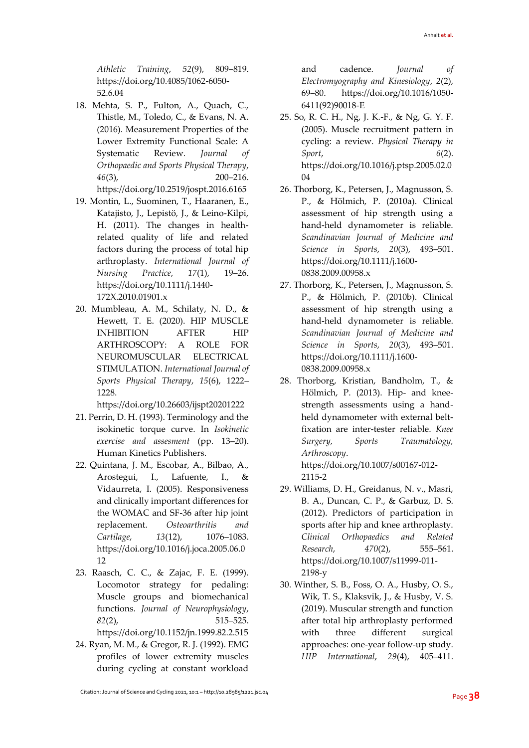*Athletic Training*, *52*(9), 809–819. https://doi.org/10.4085/1062-6050-52.6.04

18. Mehta, S. P., Fulton, A., Quach, C., Thistle, M., Toledo, C., & Evans, N. A. (2016). Measurement Properties of the Lower Extremity Functional Scale: A Systematic Review. *Journal of Orthopaedic and Sports Physical Therapy*, *46*(3), 200–216. https://doi.org/10.2519/jospt.2016.6165
19. Montin, L., Suominen, T., Haaranen, E., Katajisto, J., Lepistö, J., & Leino-Kilpi, H. (2011). The changes in health-related quality of life and related factors during the process of total hip arthroplasty. *International Journal of Nursing Practice*, *17*(1), 19–26. https://doi.org/10.1111/j.1440-172X.2010.01901.x
20. Mumbleau, A. M., Schilaty, N. D., & Hewett, T. E. (2020). HIP MUSCLE INHIBITION AFTER HIP ARTHROSCOPY: A ROLE FOR NEUROMUSCULAR ELECTRICAL STIMULATION. *International Journal of Sports Physical Therapy*, *15*(6), 1222–1228. https://doi.org/10.26603/ijspt20201222
21. Perrin, D. H. (1993). Terminology and the isokinetic torque curve. In *Isokinetic exercise and assesment* (pp. 13–20). Human Kinetics Publishers.
22. Quintana, J. M., Escobar, A., Bilbao, A., Arostegui, I., Lafuente, I., & Vidaurreta, I. (2005). Responsiveness and clinically important differences for the WOMAC and SF-36 after hip joint replacement. *Osteoarthritis and Cartilage*, *13*(12), 1076–1083. https://doi.org/10.1016/j.joca.2005.06.012
23. Raasch, C. C., & Zajac, F. E. (1999). Locomotor strategy for pedaling: Muscle groups and biomechanical functions. *Journal of Neurophysiology*, *82*(2), 515–525. https://doi.org/10.1152/jn.1999.82.2.515
24. Ryan, M. M., & Gregor, R. J. (1992). EMG profiles of lower extremity muscles during cycling at constant workload and cadence. *Journal of Electromyography and Kinesiology*, *2*(2), 69–80. https://doi.org/10.1016/1050-6411(92)90018-E
25. So, R. C. H., Ng, J. K.-F., & Ng, G. Y. F. (2005). Muscle recruitment pattern in cycling: a review. *Physical Therapy in Sport*, *6*(2). https://doi.org/10.1016/j.ptsp.2005.02.004
26. Thorborg, K., Petersen, J., Magnusson, S. P., & Hölmich, P. (2010a). Clinical assessment of hip strength using a hand-held dynamometer is reliable. *Scandinavian Journal of Medicine and Science in Sports*, *20*(3), 493–501. https://doi.org/10.1111/j.1600-0838.2009.00958.x
27. Thorborg, K., Petersen, J., Magnusson, S. P., & Hölmich, P. (2010b). Clinical assessment of hip strength using a hand-held dynamometer is reliable. *Scandinavian Journal of Medicine and Science in Sports*, *20*(3), 493–501. https://doi.org/10.1111/j.1600-0838.2009.00958.x
28. Thorborg, Kristian, Bandholm, T., & Hölmich, P. (2013). Hip- and knee-strength assessments using a hand-held dynamometer with external belt-fixation are inter-tester reliable. *Knee Surgery, Sports Traumatology, Arthroscopy*. https://doi.org/10.1007/s00167-012-2115-2
29. Williams, D. H., Greidanus, N. v., Masri, B. A., Duncan, C. P., & Garbuz, D. S. (2012). Predictors of participation in sports after hip and knee arthroplasty. *Clinical Orthopaedics and Related Research*, *470*(2), 555–561. https://doi.org/10.1007/s11999-011-2198-y
30. Winther, S. B., Foss, O. A., Husby, O. S., Wik, T. S., Klaksvik, J., & Husby, V. S. (2019). Muscular strength and function after total hip arthroplasty performed with three different surgical approaches: one-year follow-up study. *HIP International*, *29*(4), 405–411.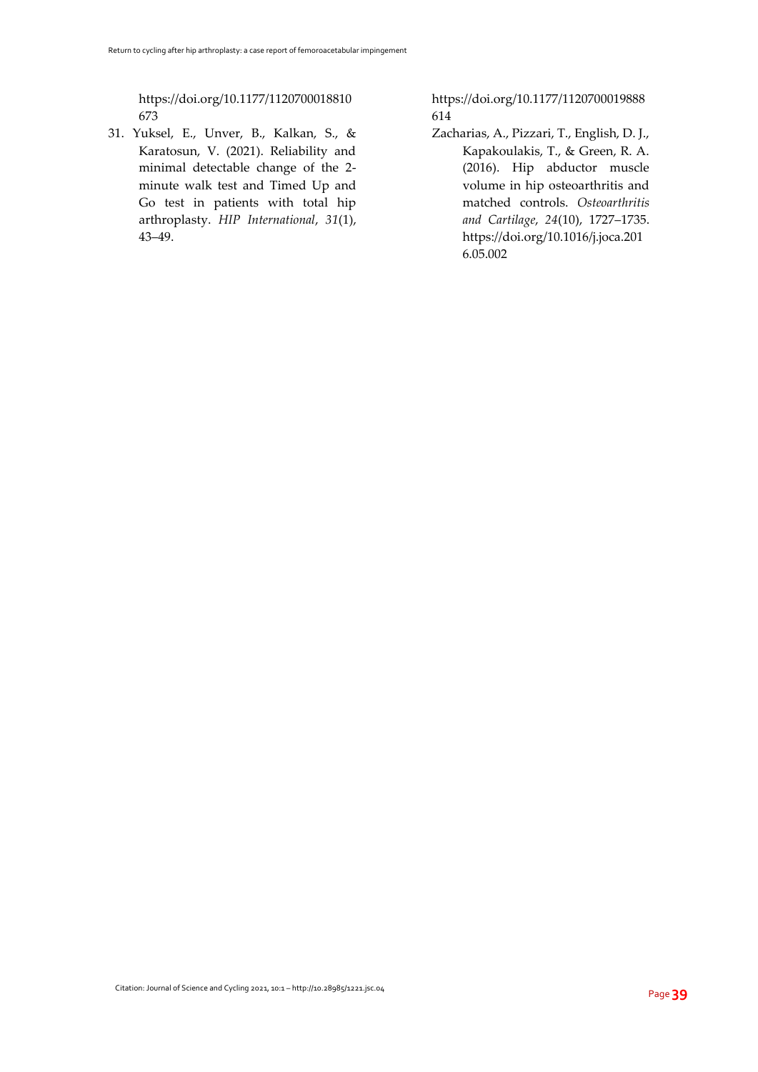https://doi.org/10.1177/1120700018810673

31. Yuksel, E., Unver, B., Kalkan, S., & Karatosun, V. (2021). Reliability and minimal detectable change of the 2-minute walk test and Timed Up and Go test in patients with total hip arthroplasty. *HIP International*, *31*(1), 43–49. https://doi.org/10.1177/1120700019888614

Zacharias, A., Pizzari, T., English, D. J., Kapakoulakis, T., & Green, R. A. (2016). Hip abductor muscle volume in hip osteoarthritis and matched controls. *Osteoarthritis and Cartilage*, *24*(10), 1727–1735. https://doi.org/10.1016/j.joca.2016.05.002